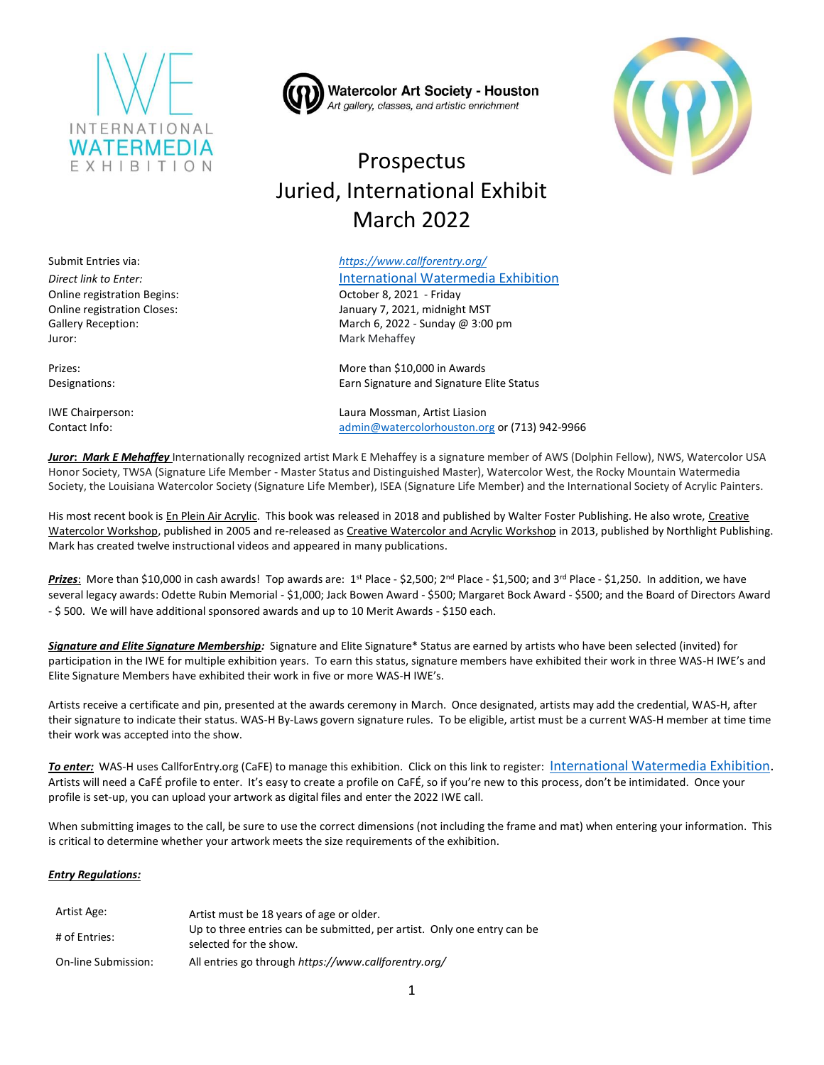INTERNATIONAL WATERMEDIA EXHIBITION

Watercolor Art Society - Houston
*Art gallery, classes, and artistic enrichment*

# Prospectus
# Juried, International Exhibit
# March 2022

| | |
|---|---|
| Submit Entries via: | *https://www.callforentry.org/* |
| *Direct link to Enter:* | International Watermedia Exhibition |
| Online registration Begins: | October 8, 2021 - Friday |
| Online registration Closes: | January 7, 2021, midnight MST |
| Gallery Reception: | March 6, 2022 - Sunday @ 3:00 pm |
| Juror: | Mark Mehaffey |
| Prizes: | More than $10,000 in Awards |
| Designations: | Earn Signature and Signature Elite Status |
| IWE Chairperson: | Laura Mossman, Artist Liasion |
| Contact Info: | admin@watercolorhouston.org or (713) 942-9966 |

***Juror: Mark E Mehaffey*** Internationally recognized artist Mark E Mehaffey is a signature member of AWS (Dolphin Fellow), NWS, Watercolor USA Honor Society, TWSA (Signature Life Member - Master Status and Distinguished Master), Watercolor West, the Rocky Mountain Watermedia Society, the Louisiana Watercolor Society (Signature Life Member), ISEA (Signature Life Member) and the International Society of Acrylic Painters.

His most recent book is En Plein Air Acrylic. This book was released in 2018 and published by Walter Foster Publishing. He also wrote, Creative Watercolor Workshop, published in 2005 and re-released as Creative Watercolor and Acrylic Workshop in 2013, published by Northlight Publishing. Mark has created twelve instructional videos and appeared in many publications.

***Prizes***: More than $10,000 in cash awards! Top awards are: 1st Place - $2,500; 2nd Place - $1,500; and 3rd Place - $1,250. In addition, we have several legacy awards: Odette Rubin Memorial - $1,000; Jack Bowen Award - $500; Margaret Bock Award - $500; and the Board of Directors Award - $ 500. We will have additional sponsored awards and up to 10 Merit Awards - $150 each.

***Signature and Elite Signature Membership:*** Signature and Elite Signature* Status are earned by artists who have been selected (invited) for participation in the IWE for multiple exhibition years. To earn this status, signature members have exhibited their work in three WAS-H IWE's and Elite Signature Members have exhibited their work in five or more WAS-H IWE's.

Artists receive a certificate and pin, presented at the awards ceremony in March. Once designated, artists may add the credential, WAS-H, after their signature to indicate their status. WAS-H By-Laws govern signature rules. To be eligible, artist must be a current WAS-H member at time time their work was accepted into the show.

***To enter:*** WAS-H uses CallforEntry.org (CaFE) to manage this exhibition. Click on this link to register: International Watermedia Exhibition. Artists will need a CaFÉ profile to enter. It's easy to create a profile on CaFÉ, so if you're new to this process, don't be intimidated. Once your profile is set-up, you can upload your artwork as digital files and enter the 2022 IWE call.

When submitting images to the call, be sure to use the correct dimensions (not including the frame and mat) when entering your information. This is critical to determine whether your artwork meets the size requirements of the exhibition.

***Entry Regulations:***

| | |
|---|---|
| Artist Age: | Artist must be 18 years of age or older. |
| # of Entries: | Up to three entries can be submitted, per artist. Only one entry can be selected for the show. |
| On-line Submission: | All entries go through *https://www.callforentry.org/* |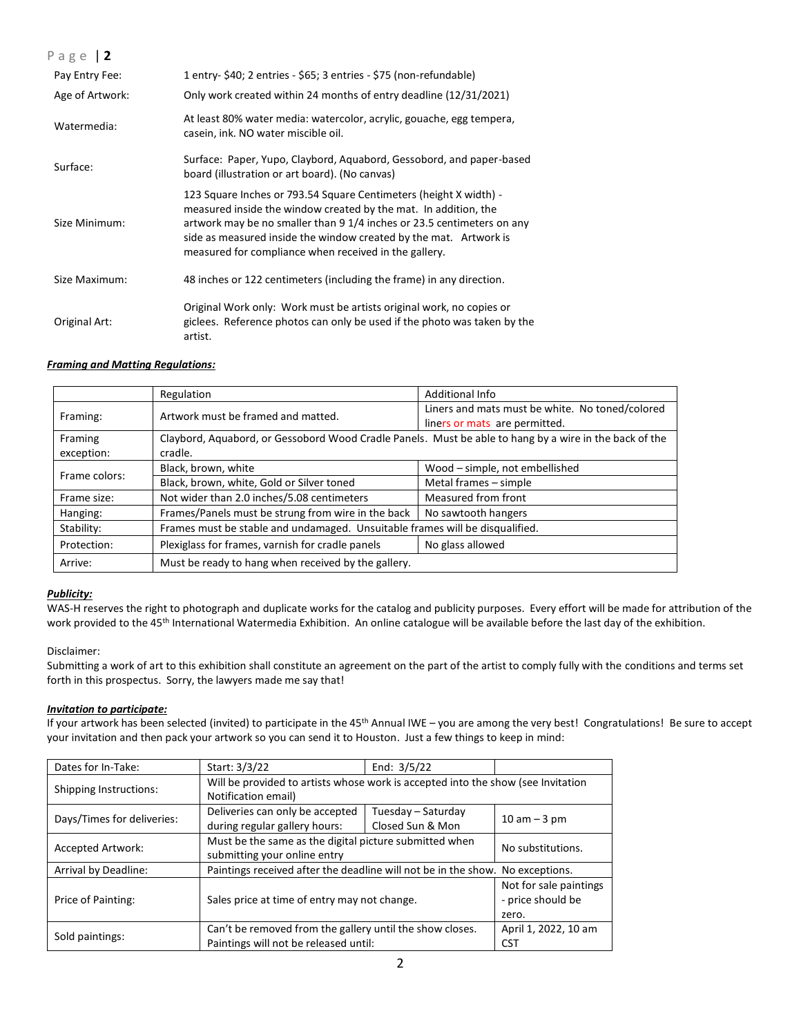| | |
|---|---|
| Pay Entry Fee: | 1 entry- $40; 2 entries - $65; 3 entries - $75 (non-refundable) |
| Age of Artwork: | Only work created within 24 months of entry deadline (12/31/2021) |
| Watermedia: | At least 80% water media: watercolor, acrylic, gouache, egg tempera, casein, ink. NO water miscible oil. |
| Surface: | Surface: Paper, Yupo, Claybord, Aquabord, Gessobord, and paper-based board (illustration or art board). (No canvas) |
| Size Minimum: | 123 Square Inches or 793.54 Square Centimeters (height X width) - measured inside the window created by the mat. In addition, the artwork may be no smaller than 9 1/4 inches or 23.5 centimeters on any side as measured inside the window created by the mat. Artwork is measured for compliance when received in the gallery. |
| Size Maximum: | 48 inches or 122 centimeters (including the frame) in any direction. |
| Original Art: | Original Work only: Work must be artists original work, no copies or giclees. Reference photos can only be used if the photo was taken by the artist. |

***Framing and Matting Regulations:***

| | Regulation | Additional Info |
|---|---|---|
| Framing: | Artwork must be framed and matted. | Liners and mats must be white. No toned/colored liners or mats are permitted. |
| Framing exception: | Claybord, Aquabord, or Gessobord Wood Cradle Panels. Must be able to hang by a wire in the back of the cradle. | |
| Frame colors: | Black, brown, white | Wood – simple, not embellished |
| | Black, brown, white, Gold or Silver toned | Metal frames – simple |
| Frame size: | Not wider than 2.0 inches/5.08 centimeters | Measured from front |
| Hanging: | Frames/Panels must be strung from wire in the back | No sawtooth hangers |
| Stability: | Frames must be stable and undamaged. Unsuitable frames will be disqualified. | |
| Protection: | Plexiglass for frames, varnish for cradle panels | No glass allowed |
| Arrive: | Must be ready to hang when received by the gallery. | |

***Publicity:***

WAS-H reserves the right to photograph and duplicate works for the catalog and publicity purposes. Every effort will be made for attribution of the work provided to the 45th International Watermedia Exhibition. An online catalogue will be available before the last day of the exhibition.

Disclaimer:

Submitting a work of art to this exhibition shall constitute an agreement on the part of the artist to comply fully with the conditions and terms set forth in this prospectus. Sorry, the lawyers made me say that!

***Invitation to participate:***

If your artwork has been selected (invited) to participate in the 45th Annual IWE – you are among the very best! Congratulations! Be sure to accept your invitation and then pack your artwork so you can send it to Houston. Just a few things to keep in mind:

| | | | |
|---|---|---|---|
| Dates for In-Take: | Start: 3/3/22 | End: 3/5/22 | |
| Shipping Instructions: | Will be provided to artists whose work is accepted into the show (see Invitation Notification email) | | |
| Days/Times for deliveries: | Deliveries can only be accepted during regular gallery hours: | Tuesday – Saturday Closed Sun & Mon | 10 am – 3 pm |
| Accepted Artwork: | Must be the same as the digital picture submitted when submitting your online entry | | No substitutions. |
| Arrival by Deadline: | Paintings received after the deadline will not be in the show. No exceptions. | | |
| Price of Painting: | Sales price at time of entry may not change. | | Not for sale paintings - price should be zero. |
| Sold paintings: | Can't be removed from the gallery until the show closes. Paintings will not be released until: | | April 1, 2022, 10 am CST |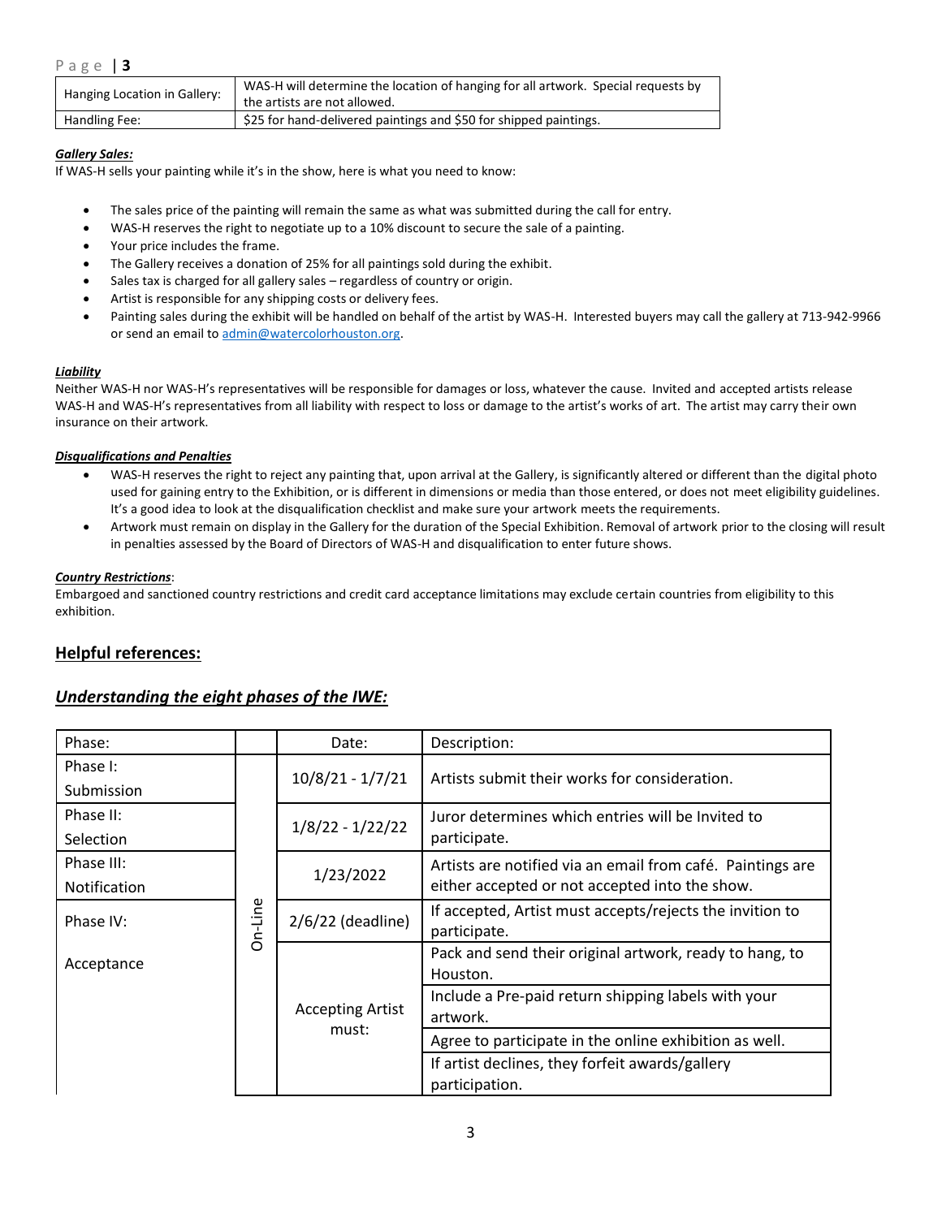| Hanging Location in Gallery: | WAS-H will determine the location of hanging for all artwork. Special requests by the artists are not allowed. |
|---|---|
| Handling Fee: | $25 for hand-delivered paintings and $50 for shipped paintings. |

***Gallery Sales:***

If WAS-H sells your painting while it's in the show, here is what you need to know:

- The sales price of the painting will remain the same as what was submitted during the call for entry.
- WAS-H reserves the right to negotiate up to a 10% discount to secure the sale of a painting.
- Your price includes the frame.
- The Gallery receives a donation of 25% for all paintings sold during the exhibit.
- Sales tax is charged for all gallery sales – regardless of country or origin.
- Artist is responsible for any shipping costs or delivery fees.
- Painting sales during the exhibit will be handled on behalf of the artist by WAS-H. Interested buyers may call the gallery at 713-942-9966 or send an email to admin@watercolorhouston.org.

***Liability***

Neither WAS-H nor WAS-H's representatives will be responsible for damages or loss, whatever the cause. Invited and accepted artists release WAS-H and WAS-H's representatives from all liability with respect to loss or damage to the artist's works of art. The artist may carry their own insurance on their artwork.

***Disqualifications and Penalties***

- WAS-H reserves the right to reject any painting that, upon arrival at the Gallery, is significantly altered or different than the digital photo used for gaining entry to the Exhibition, or is different in dimensions or media than those entered, or does not meet eligibility guidelines. It's a good idea to look at the disqualification checklist and make sure your artwork meets the requirements.
- Artwork must remain on display in the Gallery for the duration of the Special Exhibition. Removal of artwork prior to the closing will result in penalties assessed by the Board of Directors of WAS-H and disqualification to enter future shows.

***Country Restrictions***:

Embargoed and sanctioned country restrictions and credit card acceptance limitations may exclude certain countries from eligibility to this exhibition.

## Helpful references:

## *Understanding the eight phases of the IWE:*

| Phase: | | Date: | Description: |
|---|---|---|---|
| Phase I: Submission | On-Line | 10/8/21 - 1/7/21 | Artists submit their works for consideration. |
| Phase II: Selection | | 1/8/22 - 1/22/22 | Juror determines which entries will be Invited to participate. |
| Phase III: Notification | | 1/23/2022 | Artists are notified via an email from café. Paintings are either accepted or not accepted into the show. |
| Phase IV: Acceptance | | 2/6/22 (deadline) | If accepted, Artist must accepts/rejects the invition to participate. |
| | | Accepting Artist must: | Pack and send their original artwork, ready to hang, to Houston. |
| | | | Include a Pre-paid return shipping labels with your artwork. |
| | | | Agree to participate in the online exhibition as well. |
| | | | If artist declines, they forfeit awards/gallery participation. |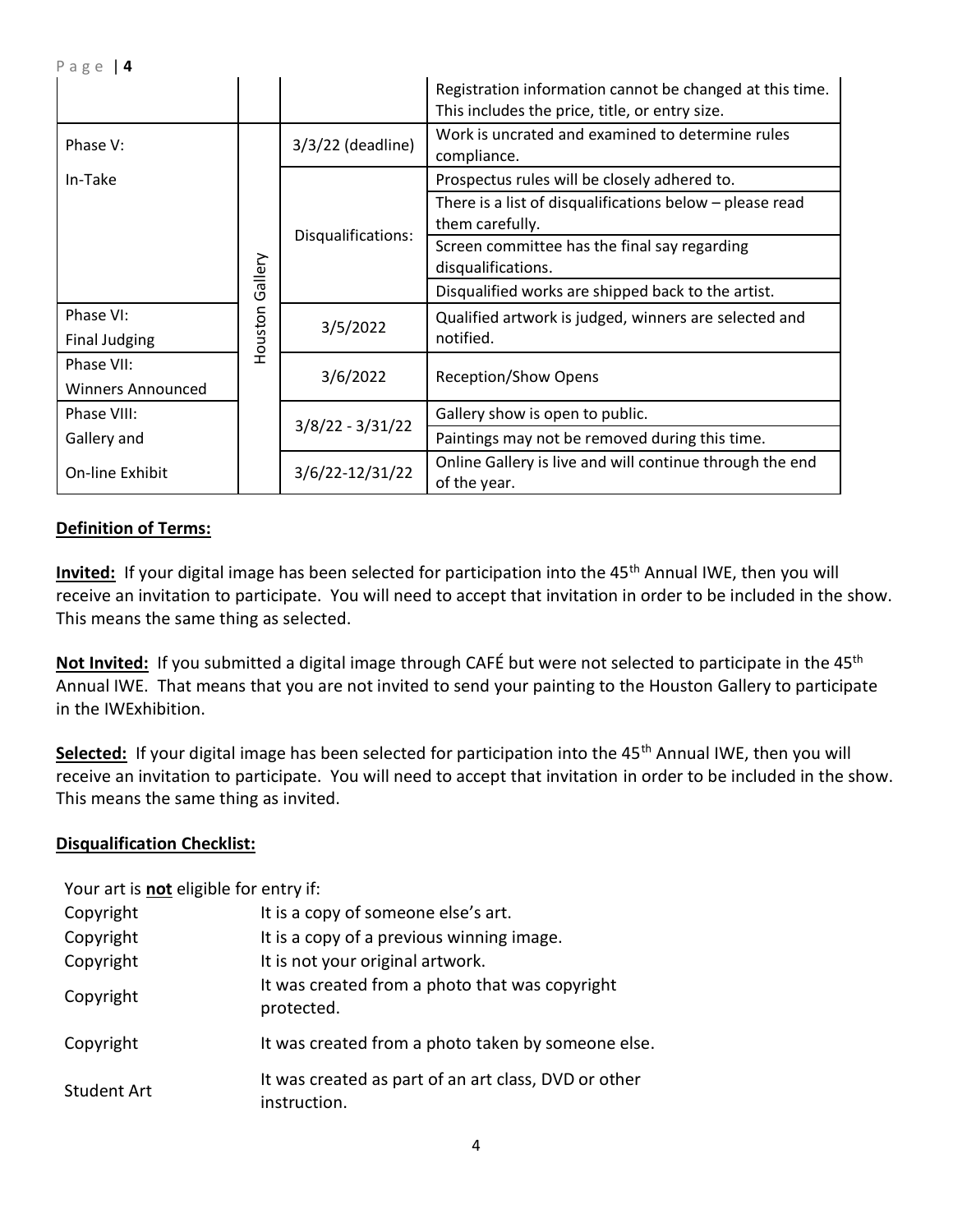| | | | |
|---|---|---|---|
| | | | Registration information cannot be changed at this time. This includes the price, title, or entry size. |
| Phase V: In-Take | Houston Gallery | 3/3/22 (deadline) | Work is uncrated and examined to determine rules compliance. |
| | | Disqualifications: | Prospectus rules will be closely adhered to. |
| | | | There is a list of disqualifications below – please read them carefully. |
| | | | Screen committee has the final say regarding disqualifications. |
| | | | Disqualified works are shipped back to the artist. |
| Phase VI: Final Judging | | 3/5/2022 | Qualified artwork is judged, winners are selected and notified. |
| Phase VII: Winners Announced | | 3/6/2022 | Reception/Show Opens |
| Phase VIII: Gallery and On-line Exhibit | | 3/8/22 - 3/31/22 | Gallery show is open to public. |
| | | | Paintings may not be removed during this time. |
| | | 3/6/22-12/31/22 | Online Gallery is live and will continue through the end of the year. |

**Definition of Terms:**

**Invited:** If your digital image has been selected for participation into the 45th Annual IWE, then you will receive an invitation to participate. You will need to accept that invitation in order to be included in the show. This means the same thing as selected.

**Not Invited:** If you submitted a digital image through CAFÉ but were not selected to participate in the 45th Annual IWE. That means that you are not invited to send your painting to the Houston Gallery to participate in the IWExhibition.

**Selected:** If your digital image has been selected for participation into the 45th Annual IWE, then you will receive an invitation to participate. You will need to accept that invitation in order to be included in the show. This means the same thing as invited.

**Disqualification Checklist:**

Your art is **not** eligible for entry if:

| | |
|---|---|
| Copyright | It is a copy of someone else's art. |
| Copyright | It is a copy of a previous winning image. |
| Copyright | It is not your original artwork. |
| Copyright | It was created from a photo that was copyright protected. |
| Copyright | It was created from a photo taken by someone else. |
| Student Art | It was created as part of an art class, DVD or other instruction. |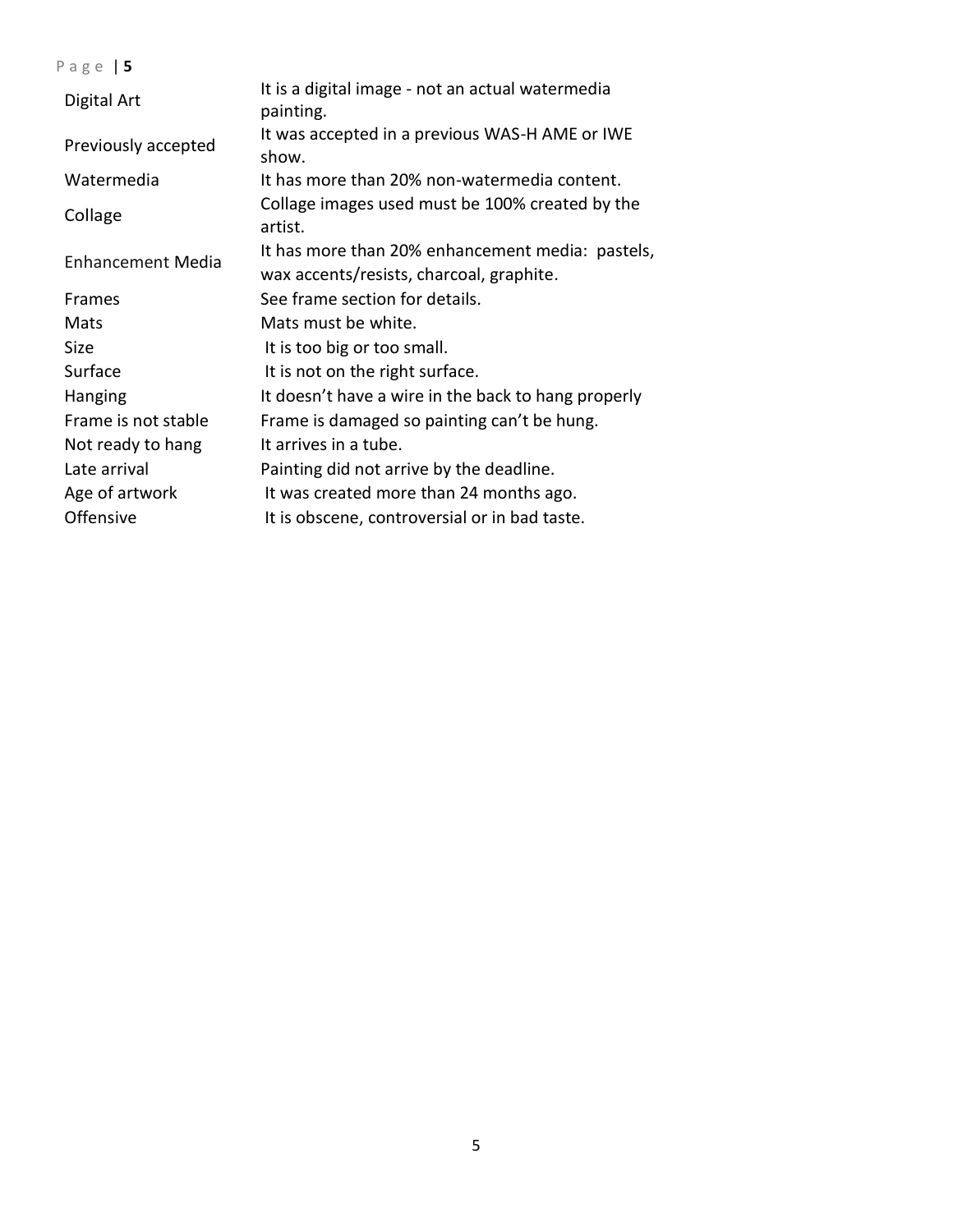| | |
|---|---|
| Digital Art | It is a digital image - not an actual watermedia painting. |
| Previously accepted | It was accepted in a previous WAS-H AME or IWE show. |
| Watermedia | It has more than 20% non-watermedia content. |
| Collage | Collage images used must be 100% created by the artist. |
| Enhancement Media | It has more than 20% enhancement media: pastels, wax accents/resists, charcoal, graphite. |
| Frames | See frame section for details. |
| Mats | Mats must be white. |
| Size | It is too big or too small. |
| Surface | It is not on the right surface. |
| Hanging | It doesn't have a wire in the back to hang properly |
| Frame is not stable | Frame is damaged so painting can't be hung. |
| Not ready to hang | It arrives in a tube. |
| Late arrival | Painting did not arrive by the deadline. |
| Age of artwork | It was created more than 24 months ago. |
| Offensive | It is obscene, controversial or in bad taste. |